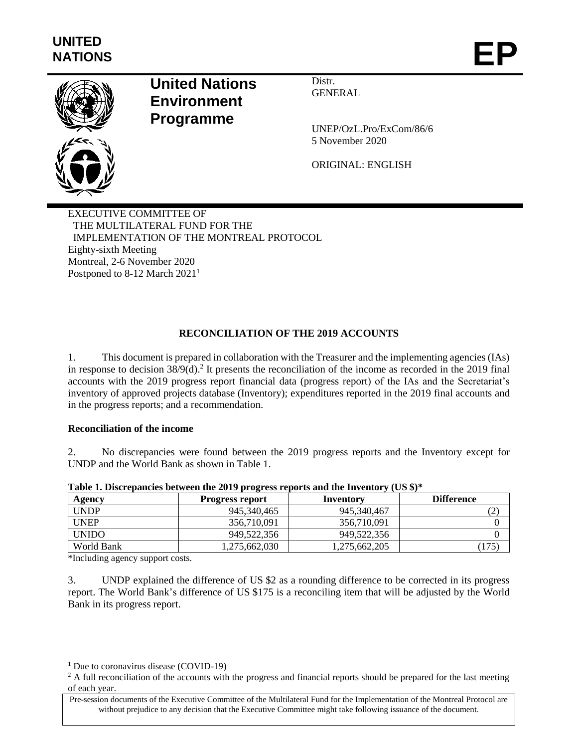UNITED NATIONS

EP

**United Nations Environment Programme**

Distr.
GENERAL

UNEP/OzL.Pro/ExCom/86/6
5 November 2020

ORIGINAL: ENGLISH

EXECUTIVE COMMITTEE OF
THE MULTILATERAL FUND FOR THE
IMPLEMENTATION OF THE MONTREAL PROTOCOL
Eighty-sixth Meeting
Montreal, 2-6 November 2020
Postponed to 8-12 March 2021[1]

## RECONCILIATION OF THE 2019 ACCOUNTS

1. This document is prepared in collaboration with the Treasurer and the implementing agencies (IAs) in response to decision 38/9(d).[2] It presents the reconciliation of the income as recorded in the 2019 final accounts with the 2019 progress report financial data (progress report) of the IAs and the Secretariat's inventory of approved projects database (Inventory); expenditures reported in the 2019 final accounts and in the progress reports; and a recommendation.

### Reconciliation of the income

2. No discrepancies were found between the 2019 progress reports and the Inventory except for UNDP and the World Bank as shown in Table 1.

**Table 1. Discrepancies between the 2019 progress reports and the Inventory (US $)***

| Agency | Progress report | Inventory | Difference |
|---|---|---|---|
| UNDP | 945,340,465 | 945,340,467 | (2) |
| UNEP | 356,710,091 | 356,710,091 | 0 |
| UNIDO | 949,522,356 | 949,522,356 | 0 |
| World Bank | 1,275,662,030 | 1,275,662,205 | (175) |

*Including agency support costs.

3. UNDP explained the difference of US $2 as a rounding difference to be corrected in its progress report. The World Bank's difference of US $175 is a reconciling item that will be adjusted by the World Bank in its progress report.

[1] Due to coronavirus disease (COVID-19)

[2] A full reconciliation of the accounts with the progress and financial reports should be prepared for the last meeting of each year.

Pre-session documents of the Executive Committee of the Multilateral Fund for the Implementation of the Montreal Protocol are without prejudice to any decision that the Executive Committee might take following issuance of the document.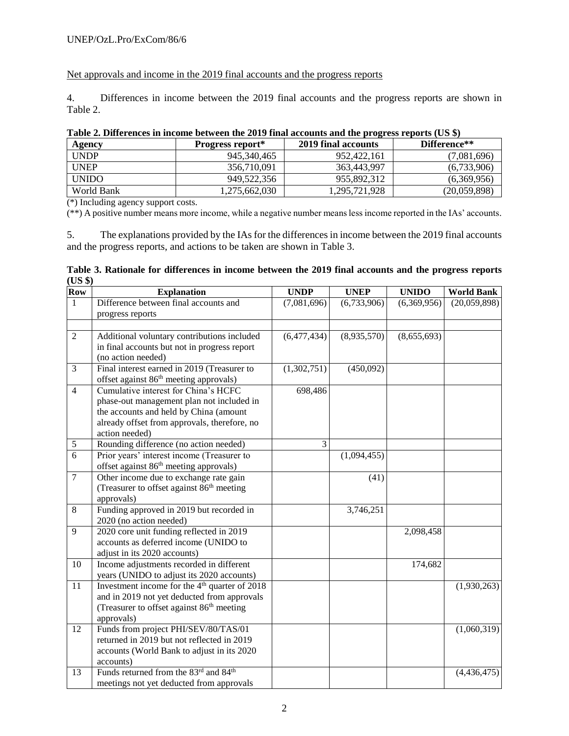Net approvals and income in the 2019 final accounts and the progress reports

4. Differences in income between the 2019 final accounts and the progress reports are shown in Table 2.

**Table 2. Differences in income between the 2019 final accounts and the progress reports (US $)**

| Agency | Progress report* | 2019 final accounts | Difference** |
|---|---|---|---|
| UNDP | 945,340,465 | 952,422,161 | (7,081,696) |
| UNEP | 356,710,091 | 363,443,997 | (6,733,906) |
| UNIDO | 949,522,356 | 955,892,312 | (6,369,956) |
| World Bank | 1,275,662,030 | 1,295,721,928 | (20,059,898) |

(*) Including agency support costs.

(**) A positive number means more income, while a negative number means less income reported in the IAs' accounts.

5. The explanations provided by the IAs for the differences in income between the 2019 final accounts and the progress reports, and actions to be taken are shown in Table 3.

**Table 3. Rationale for differences in income between the 2019 final accounts and the progress reports (US $)**

| Row | Explanation | UNDP | UNEP | UNIDO | World Bank |
|---|---|---|---|---|---|
| 1 | Difference between final accounts and progress reports | (7,081,696) | (6,733,906) | (6,369,956) | (20,059,898) |
| | | | | | |
| 2 | Additional voluntary contributions included in final accounts but not in progress report (no action needed) | (6,477,434) | (8,935,570) | (8,655,693) | |
| 3 | Final interest earned in 2019 (Treasurer to offset against 86th meeting approvals) | (1,302,751) | (450,092) | | |
| 4 | Cumulative interest for China's HCFC phase-out management plan not included in the accounts and held by China (amount already offset from approvals, therefore, no action needed) | 698,486 | | | |
| 5 | Rounding difference (no action needed) | 3 | | | |
| 6 | Prior years' interest income (Treasurer to offset against 86th meeting approvals) | | (1,094,455) | | |
| 7 | Other income due to exchange rate gain (Treasurer to offset against 86th meeting approvals) | | (41) | | |
| 8 | Funding approved in 2019 but recorded in 2020 (no action needed) | | 3,746,251 | | |
| 9 | 2020 core unit funding reflected in 2019 accounts as deferred income (UNIDO to adjust in its 2020 accounts) | | | 2,098,458 | |
| 10 | Income adjustments recorded in different years (UNIDO to adjust its 2020 accounts) | | | 174,682 | |
| 11 | Investment income for the 4th quarter of 2018 and in 2019 not yet deducted from approvals (Treasurer to offset against 86th meeting approvals) | | | | (1,930,263) |
| 12 | Funds from project PHI/SEV/80/TAS/01 returned in 2019 but not reflected in 2019 accounts (World Bank to adjust in its 2020 accounts) | | | | (1,060,319) |
| 13 | Funds returned from the 83rd and 84th meetings not yet deducted from approvals | | | | (4,436,475) |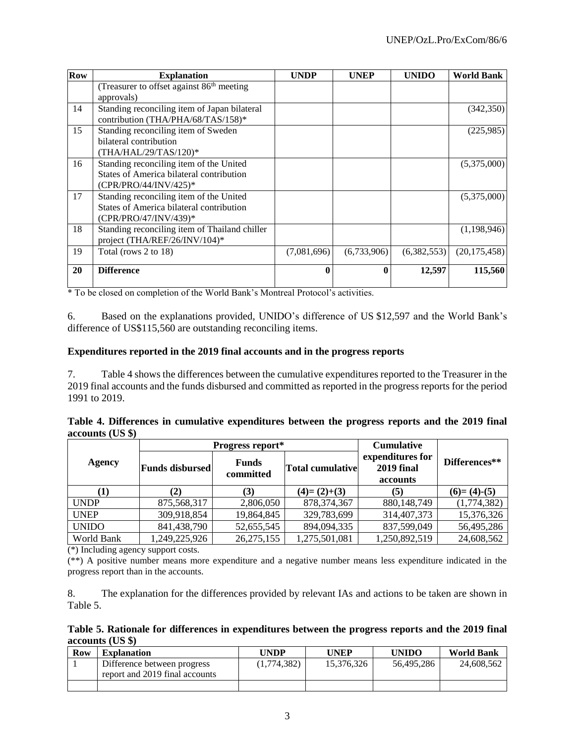| Row | Explanation | UNDP | UNEP | UNIDO | World Bank |
|---|---|---|---|---|---|
| | (Treasurer to offset against 86th meeting approvals) | | | | |
| 14 | Standing reconciling item of Japan bilateral contribution (THA/PHA/68/TAS/158)* | | | | (342,350) |
| 15 | Standing reconciling item of Sweden bilateral contribution (THA/HAL/29/TAS/120)* | | | | (225,985) |
| 16 | Standing reconciling item of the United States of America bilateral contribution (CPR/PRO/44/INV/425)* | | | | (5,375,000) |
| 17 | Standing reconciling item of the United States of America bilateral contribution (CPR/PRO/47/INV/439)* | | | | (5,375,000) |
| 18 | Standing reconciling item of Thailand chiller project (THA/REF/26/INV/104)* | | | | (1,198,946) |
| 19 | Total (rows 2 to 18) | (7,081,696) | (6,733,906) | (6,382,553) | (20,175,458) |
| **20** | **Difference** | **0** | **0** | **12,597** | **115,560** |

\* To be closed on completion of the World Bank's Montreal Protocol's activities.

6. Based on the explanations provided, UNIDO's difference of US $12,597 and the World Bank's difference of US$115,560 are outstanding reconciling items.

**Expenditures reported in the 2019 final accounts and in the progress reports**

7. Table 4 shows the differences between the cumulative expenditures reported to the Treasurer in the 2019 final accounts and the funds disbursed and committed as reported in the progress reports for the period 1991 to 2019.

**Table 4. Differences in cumulative expenditures between the progress reports and the 2019 final accounts (US $)**

| Agency | Progress report* | | | Cumulative expenditures for 2019 final accounts | Differences** |
|---|---|---|---|---|---|
| | Funds disbursed | Funds committed | Total cumulative | | |
| (1) | (2) | (3) | (4)= (2)+(3) | (5) | (6)= (4)-(5) |
| UNDP | 875,568,317 | 2,806,050 | 878,374,367 | 880,148,749 | (1,774,382) |
| UNEP | 309,918,854 | 19,864,845 | 329,783,699 | 314,407,373 | 15,376,326 |
| UNIDO | 841,438,790 | 52,655,545 | 894,094,335 | 837,599,049 | 56,495,286 |
| World Bank | 1,249,225,926 | 26,275,155 | 1,275,501,081 | 1,250,892,519 | 24,608,562 |

(*) Including agency support costs.

(**) A positive number means more expenditure and a negative number means less expenditure indicated in the progress report than in the accounts.

8. The explanation for the differences provided by relevant IAs and actions to be taken are shown in Table 5.

**Table 5. Rationale for differences in expenditures between the progress reports and the 2019 final accounts (US $)**

| Row | Explanation | UNDP | UNEP | UNIDO | World Bank |
|---|---|---|---|---|---|
| 1 | Difference between progress report and 2019 final accounts | (1,774,382) | 15,376,326 | 56,495,286 | 24,608,562 |
| | | | | | |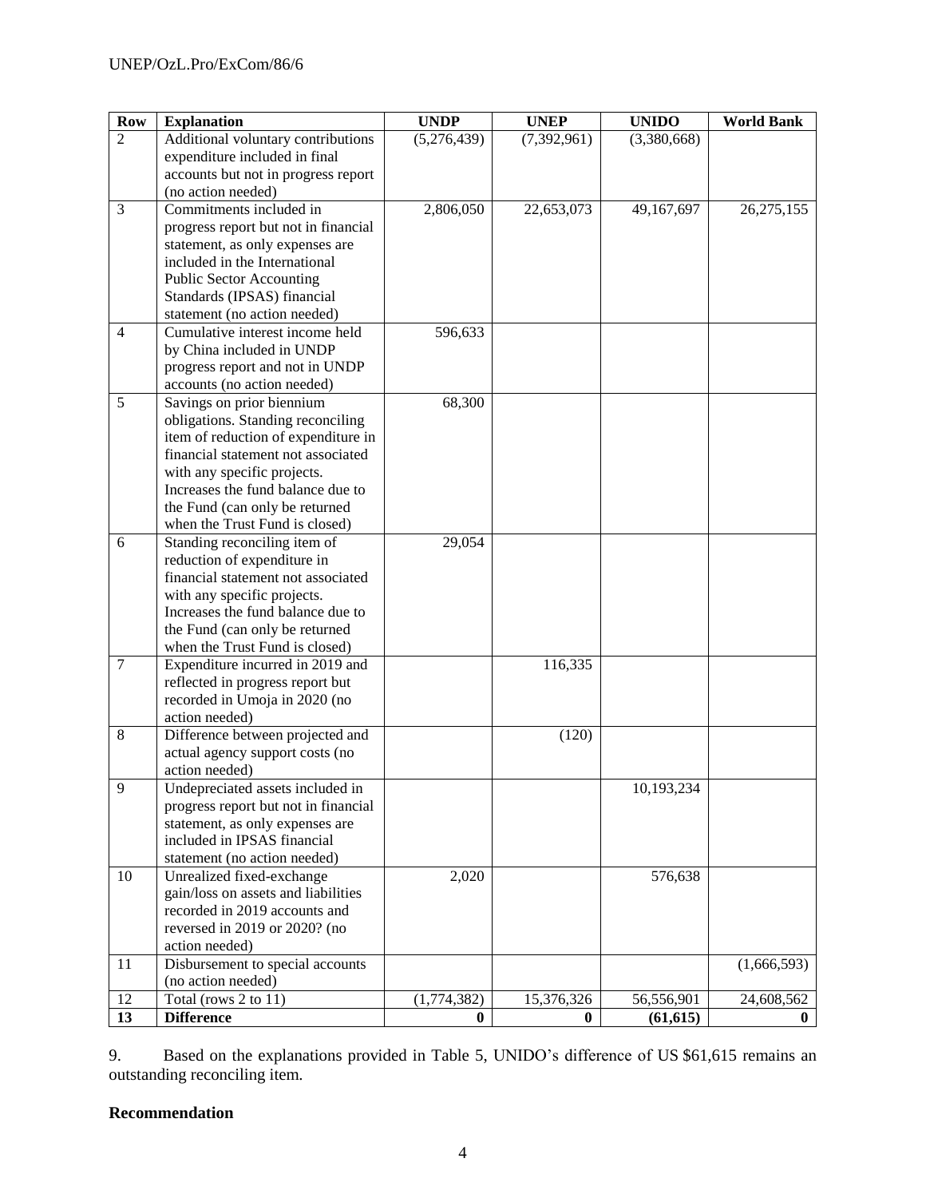| Row | Explanation | UNDP | UNEP | UNIDO | World Bank |
|---|---|---|---|---|---|
| 2 | Additional voluntary contributions expenditure included in final accounts but not in progress report (no action needed) | (5,276,439) | (7,392,961) | (3,380,668) | |
| 3 | Commitments included in progress report but not in financial statement, as only expenses are included in the International Public Sector Accounting Standards (IPSAS) financial statement (no action needed) | 2,806,050 | 22,653,073 | 49,167,697 | 26,275,155 |
| 4 | Cumulative interest income held by China included in UNDP progress report and not in UNDP accounts (no action needed) | 596,633 | | | |
| 5 | Savings on prior biennium obligations. Standing reconciling item of reduction of expenditure in financial statement not associated with any specific projects. Increases the fund balance due to the Fund (can only be returned when the Trust Fund is closed) | 68,300 | | | |
| 6 | Standing reconciling item of reduction of expenditure in financial statement not associated with any specific projects. Increases the fund balance due to the Fund (can only be returned when the Trust Fund is closed) | 29,054 | | | |
| 7 | Expenditure incurred in 2019 and reflected in progress report but recorded in Umoja in 2020 (no action needed) | | 116,335 | | |
| 8 | Difference between projected and actual agency support costs (no action needed) | | (120) | | |
| 9 | Undepreciated assets included in progress report but not in financial statement, as only expenses are included in IPSAS financial statement (no action needed) | | | 10,193,234 | |
| 10 | Unrealized fixed-exchange gain/loss on assets and liabilities recorded in 2019 accounts and reversed in 2019 or 2020? (no action needed) | 2,020 | | 576,638 | |
| 11 | Disbursement to special accounts (no action needed) | | | | (1,666,593) |
| 12 | Total (rows 2 to 11) | (1,774,382) | 15,376,326 | 56,556,901 | 24,608,562 |
| **13** | **Difference** | **0** | **0** | **(61,615)** | **0** |

9. Based on the explanations provided in Table 5, UNIDO's difference of US $61,615 remains an outstanding reconciling item.

**Recommendation**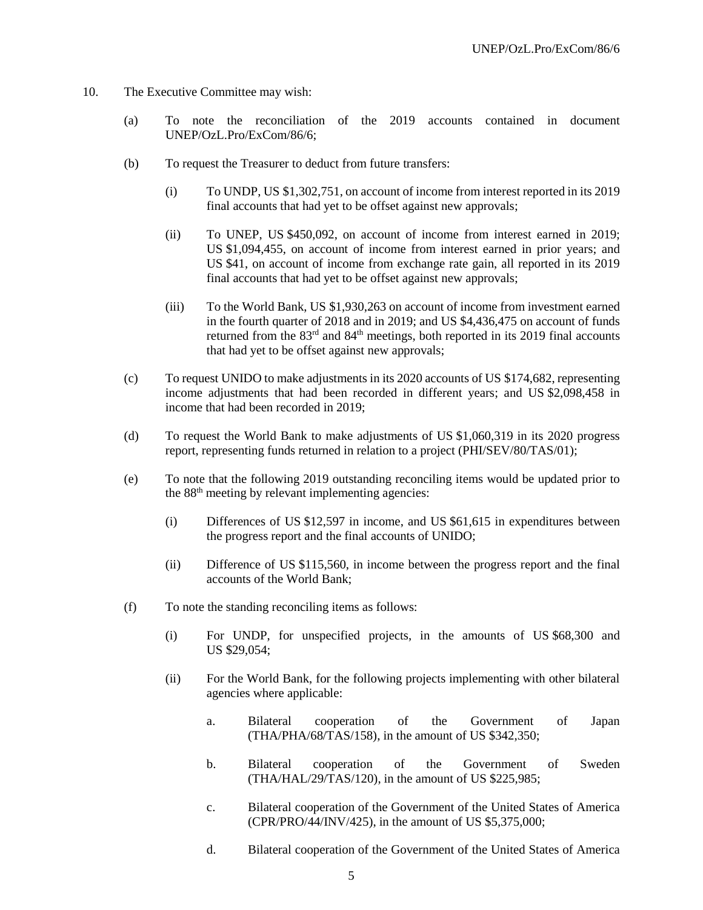10. The Executive Committee may wish:

    (a) To note the reconciliation of the 2019 accounts contained in document UNEP/OzL.Pro/ExCom/86/6;

    (b) To request the Treasurer to deduct from future transfers:

        (i) To UNDP, US $1,302,751, on account of income from interest reported in its 2019 final accounts that had yet to be offset against new approvals;

        (ii) To UNEP, US $450,092, on account of income from interest earned in 2019; US $1,094,455, on account of income from interest earned in prior years; and US $41, on account of income from exchange rate gain, all reported in its 2019 final accounts that had yet to be offset against new approvals;

        (iii) To the World Bank, US $1,930,263 on account of income from investment earned in the fourth quarter of 2018 and in 2019; and US $4,436,475 on account of funds returned from the 83rd and 84th meetings, both reported in its 2019 final accounts that had yet to be offset against new approvals;

    (c) To request UNIDO to make adjustments in its 2020 accounts of US $174,682, representing income adjustments that had been recorded in different years; and US $2,098,458 in income that had been recorded in 2019;

    (d) To request the World Bank to make adjustments of US $1,060,319 in its 2020 progress report, representing funds returned in relation to a project (PHI/SEV/80/TAS/01);

    (e) To note that the following 2019 outstanding reconciling items would be updated prior to the 88th meeting by relevant implementing agencies:

        (i) Differences of US $12,597 in income, and US $61,615 in expenditures between the progress report and the final accounts of UNIDO;

        (ii) Difference of US $115,560, in income between the progress report and the final accounts of the World Bank;

    (f) To note the standing reconciling items as follows:

        (i) For UNDP, for unspecified projects, in the amounts of US $68,300 and US $29,054;

        (ii) For the World Bank, for the following projects implementing with other bilateral agencies where applicable:

            a. Bilateral cooperation of the Government of Japan (THA/PHA/68/TAS/158), in the amount of US $342,350;

            b. Bilateral cooperation of the Government of Sweden (THA/HAL/29/TAS/120), in the amount of US $225,985;

            c. Bilateral cooperation of the Government of the United States of America (CPR/PRO/44/INV/425), in the amount of US $5,375,000;

            d. Bilateral cooperation of the Government of the United States of America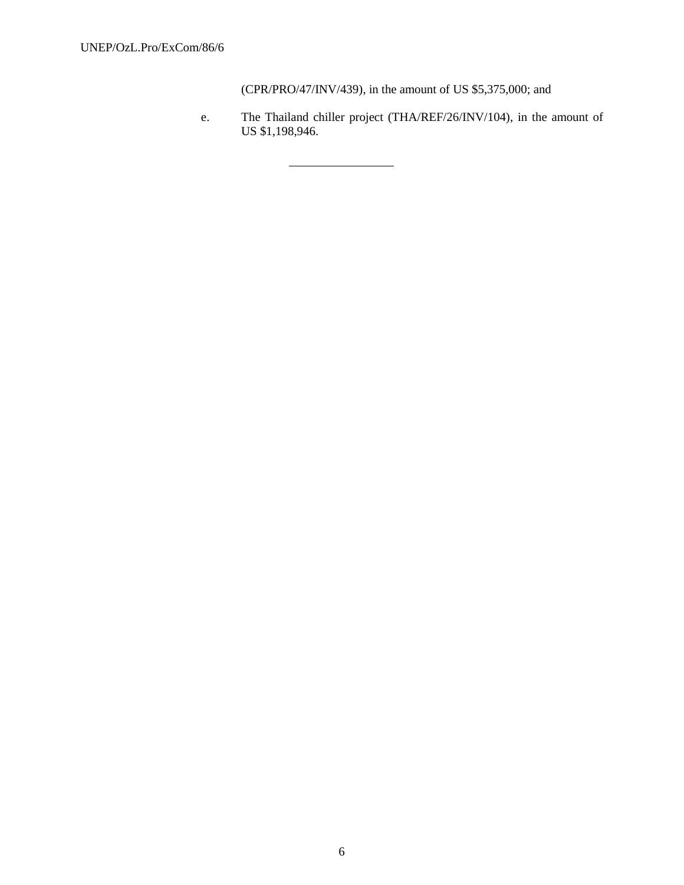(CPR/PRO/47/INV/439), in the amount of US $5,375,000; and

e. The Thailand chiller project (THA/REF/26/INV/104), in the amount of US $1,198,946.